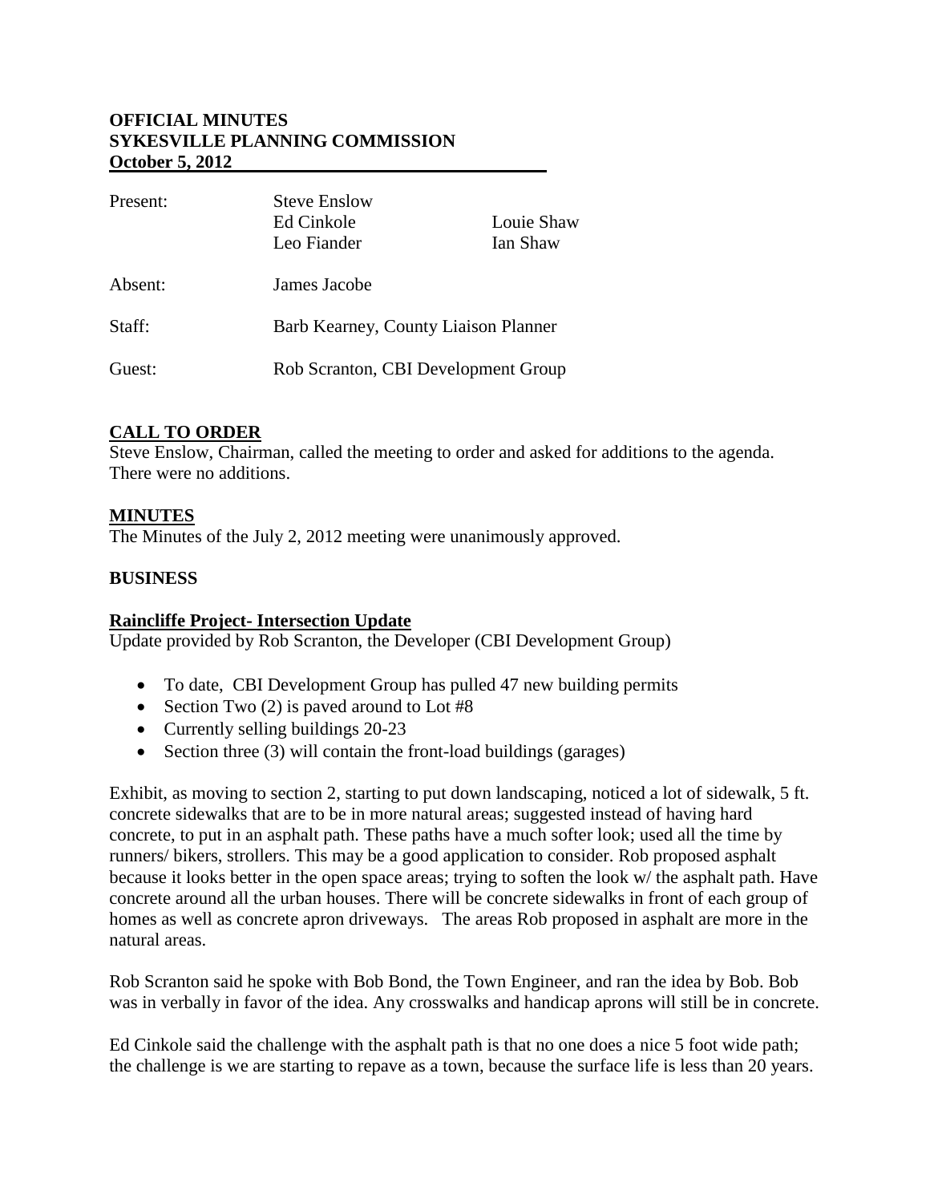**OFFICIAL MINUTES**
**SYKESVILLE PLANNING COMMISSION**
**October 5, 2012**

| | | |
|---|---|---|
| Present: | Steve Enslow | |
| | Ed Cinkole | Louie Shaw |
| | Leo Fiander | Ian Shaw |
| Absent: | James Jacobe | |
| Staff: | Barb Kearney, County Liaison Planner | |
| Guest: | Rob Scranton, CBI Development Group | |

## CALL TO ORDER

Steve Enslow, Chairman, called the meeting to order and asked for additions to the agenda. There were no additions.

## MINUTES

The Minutes of the July 2, 2012 meeting were unanimously approved.

## BUSINESS

### Raincliffe Project- Intersection Update

Update provided by Rob Scranton, the Developer (CBI Development Group)

- To date, CBI Development Group has pulled 47 new building permits
- Section Two (2) is paved around to Lot #8
- Currently selling buildings 20-23
- Section three (3) will contain the front-load buildings (garages)

Exhibit, as moving to section 2, starting to put down landscaping, noticed a lot of sidewalk, 5 ft. concrete sidewalks that are to be in more natural areas; suggested instead of having hard concrete, to put in an asphalt path. These paths have a much softer look; used all the time by runners/ bikers, strollers. This may be a good application to consider. Rob proposed asphalt because it looks better in the open space areas; trying to soften the look w/ the asphalt path. Have concrete around all the urban houses. There will be concrete sidewalks in front of each group of homes as well as concrete apron driveways. The areas Rob proposed in asphalt are more in the natural areas.

Rob Scranton said he spoke with Bob Bond, the Town Engineer, and ran the idea by Bob. Bob was in verbally in favor of the idea. Any crosswalks and handicap aprons will still be in concrete.

Ed Cinkole said the challenge with the asphalt path is that no one does a nice 5 foot wide path; the challenge is we are starting to repave as a town, because the surface life is less than 20 years.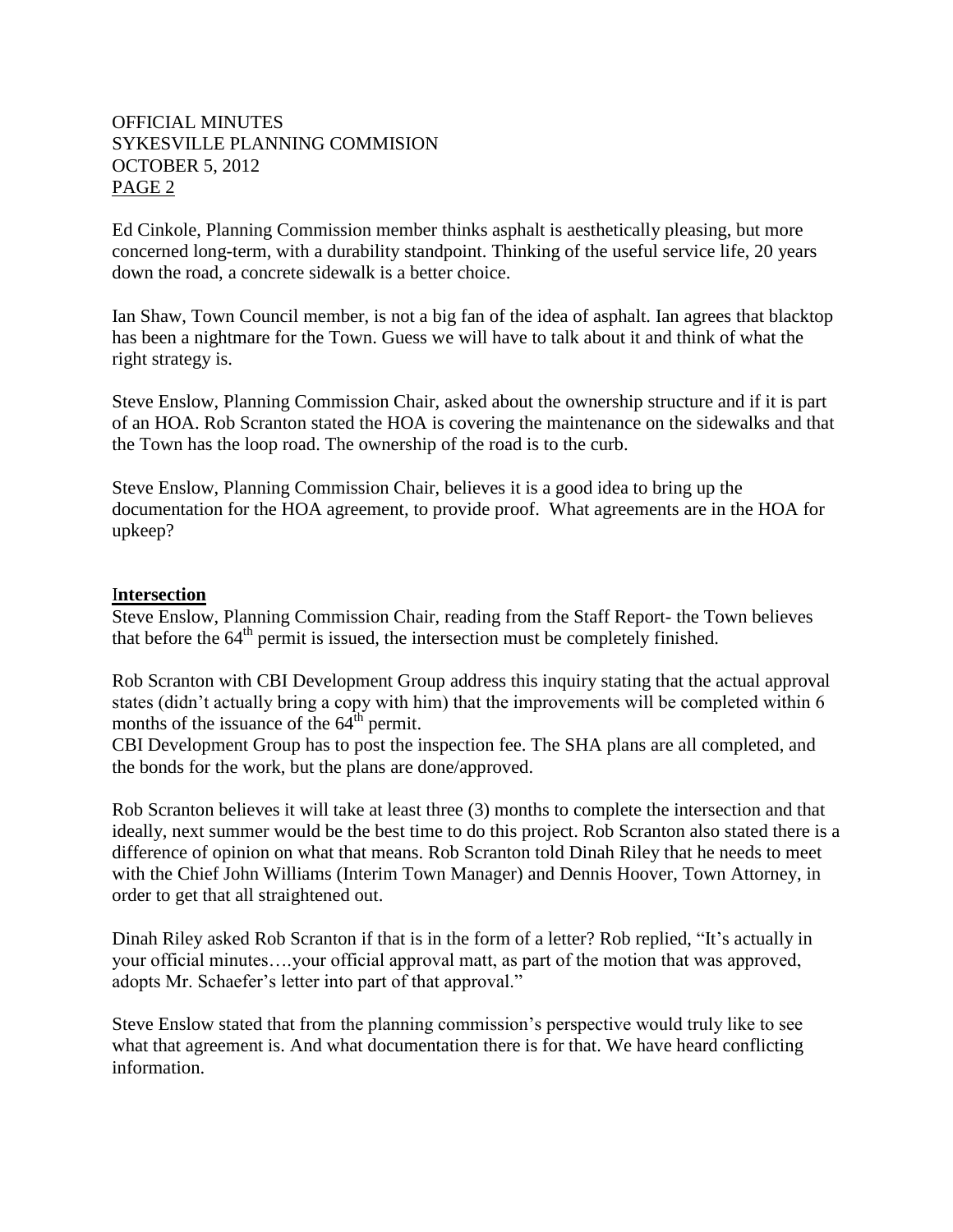Ed Cinkole, Planning Commission member thinks asphalt is aesthetically pleasing, but more concerned long-term, with a durability standpoint. Thinking of the useful service life, 20 years down the road, a concrete sidewalk is a better choice.

Ian Shaw, Town Council member, is not a big fan of the idea of asphalt. Ian agrees that blacktop has been a nightmare for the Town. Guess we will have to talk about it and think of what the right strategy is.

Steve Enslow, Planning Commission Chair, asked about the ownership structure and if it is part of an HOA. Rob Scranton stated the HOA is covering the maintenance on the sidewalks and that the Town has the loop road. The ownership of the road is to the curb.

Steve Enslow, Planning Commission Chair, believes it is a good idea to bring up the documentation for the HOA agreement, to provide proof. What agreements are in the HOA for upkeep?

## **Intersection**

Steve Enslow, Planning Commission Chair, reading from the Staff Report- the Town believes that before the 64th permit is issued, the intersection must be completely finished.

Rob Scranton with CBI Development Group address this inquiry stating that the actual approval states (didn't actually bring a copy with him) that the improvements will be completed within 6 months of the issuance of the 64th permit.

CBI Development Group has to post the inspection fee. The SHA plans are all completed, and the bonds for the work, but the plans are done/approved.

Rob Scranton believes it will take at least three (3) months to complete the intersection and that ideally, next summer would be the best time to do this project. Rob Scranton also stated there is a difference of opinion on what that means. Rob Scranton told Dinah Riley that he needs to meet with the Chief John Williams (Interim Town Manager) and Dennis Hoover, Town Attorney, in order to get that all straightened out.

Dinah Riley asked Rob Scranton if that is in the form of a letter? Rob replied, "It's actually in your official minutes….your official approval matt, as part of the motion that was approved, adopts Mr. Schaefer's letter into part of that approval."

Steve Enslow stated that from the planning commission's perspective would truly like to see what that agreement is. And what documentation there is for that. We have heard conflicting information.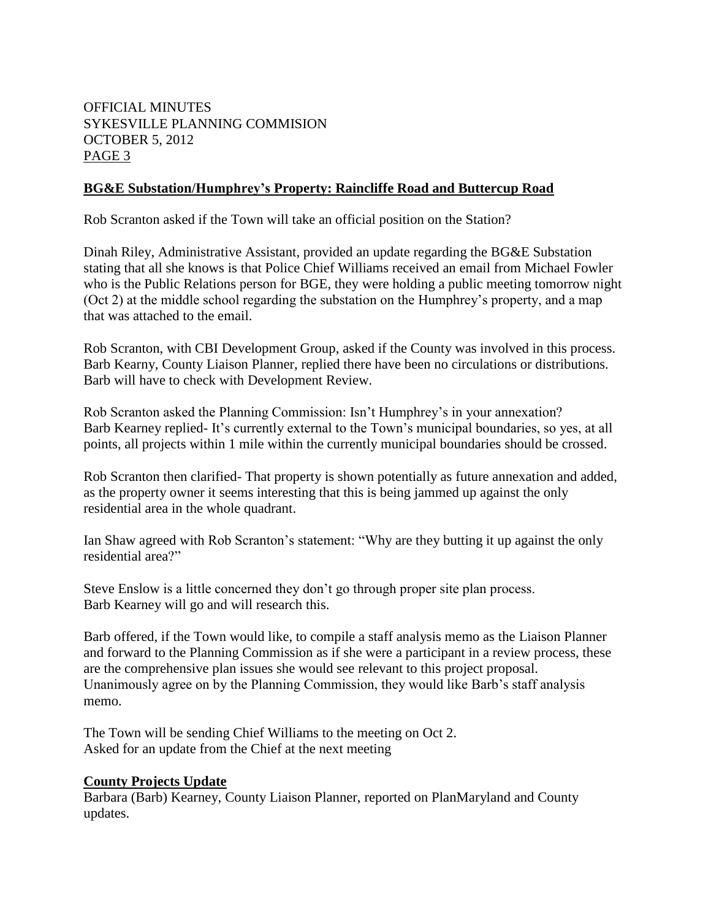## BG&E Substation/Humphrey's Property: Raincliffe Road and Buttercup Road

Rob Scranton asked if the Town will take an official position on the Station?

Dinah Riley, Administrative Assistant, provided an update regarding the BG&E Substation stating that all she knows is that Police Chief Williams received an email from Michael Fowler who is the Public Relations person for BGE, they were holding a public meeting tomorrow night (Oct 2) at the middle school regarding the substation on the Humphrey's property, and a map that was attached to the email.

Rob Scranton, with CBI Development Group, asked if the County was involved in this process. Barb Kearny, County Liaison Planner, replied there have been no circulations or distributions. Barb will have to check with Development Review.

Rob Scranton asked the Planning Commission: Isn't Humphrey's in your annexation?
Barb Kearney replied- It's currently external to the Town's municipal boundaries, so yes, at all points, all projects within 1 mile within the currently municipal boundaries should be crossed.

Rob Scranton then clarified- That property is shown potentially as future annexation and added, as the property owner it seems interesting that this is being jammed up against the only residential area in the whole quadrant.

Ian Shaw agreed with Rob Scranton's statement: "Why are they butting it up against the only residential area?"

Steve Enslow is a little concerned they don't go through proper site plan process.
Barb Kearney will go and will research this.

Barb offered, if the Town would like, to compile a staff analysis memo as the Liaison Planner and forward to the Planning Commission as if she were a participant in a review process, these are the comprehensive plan issues she would see relevant to this project proposal. Unanimously agree on by the Planning Commission, they would like Barb's staff analysis memo.

The Town will be sending Chief Williams to the meeting on Oct 2.
Asked for an update from the Chief at the next meeting

## County Projects Update

Barbara (Barb) Kearney, County Liaison Planner, reported on PlanMaryland and County updates.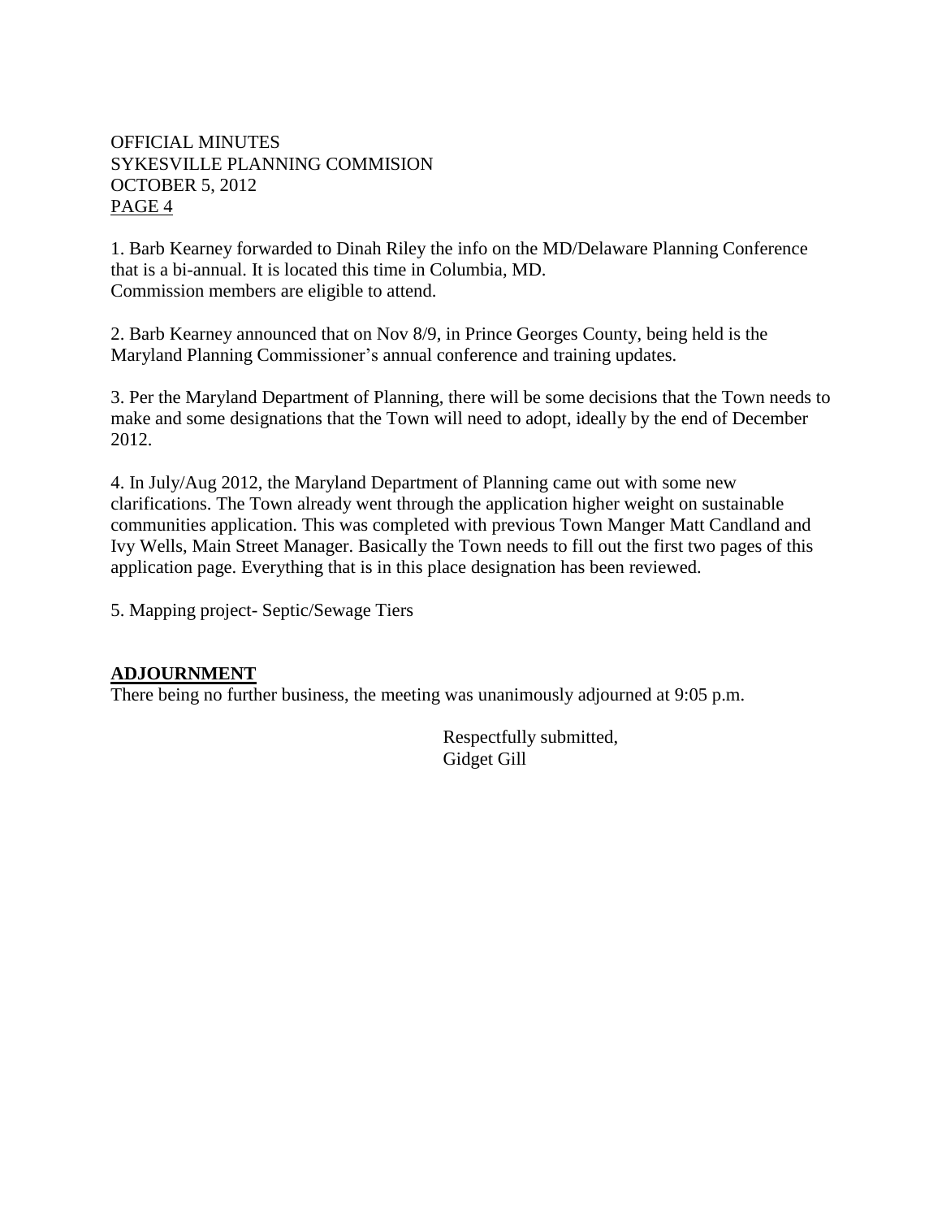OFFICIAL MINUTES
SYKESVILLE PLANNING COMMISION
OCTOBER 5, 2012
PAGE 4

1. Barb Kearney forwarded to Dinah Riley the info on the MD/Delaware Planning Conference that is a bi-annual. It is located this time in Columbia, MD.
Commission members are eligible to attend.

2. Barb Kearney announced that on Nov 8/9, in Prince Georges County, being held is the Maryland Planning Commissioner's annual conference and training updates.

3. Per the Maryland Department of Planning, there will be some decisions that the Town needs to make and some designations that the Town will need to adopt, ideally by the end of December 2012.

4. In July/Aug 2012, the Maryland Department of Planning came out with some new clarifications. The Town already went through the application higher weight on sustainable communities application. This was completed with previous Town Manger Matt Candland and Ivy Wells, Main Street Manager. Basically the Town needs to fill out the first two pages of this application page. Everything that is in this place designation has been reviewed.

5. Mapping project- Septic/Sewage Tiers

**ADJOURNMENT**

There being no further business, the meeting was unanimously adjourned at 9:05 p.m.

Respectfully submitted,
Gidget Gill